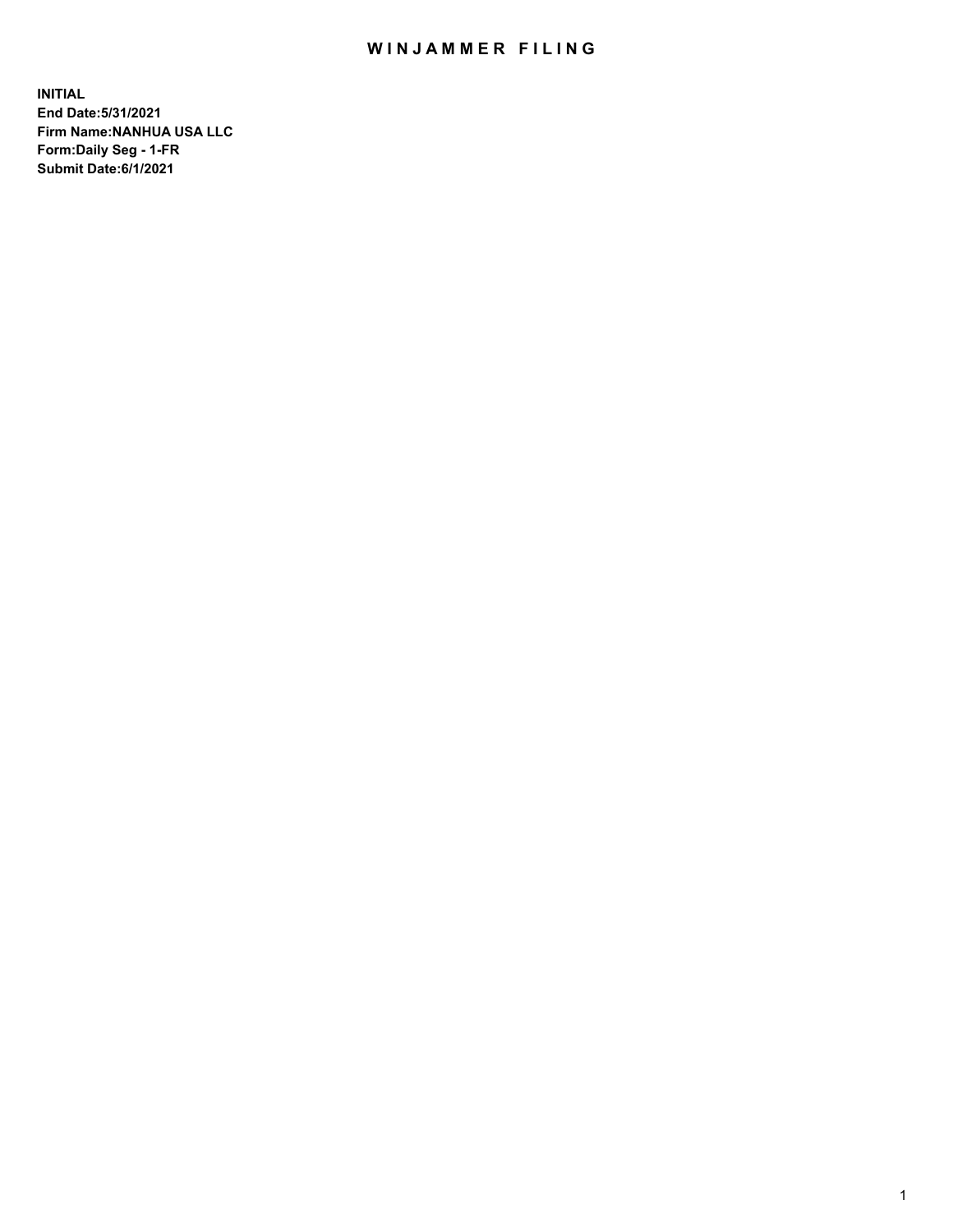# WINJAMMER FILING

**INITIAL**
**End Date:5/31/2021**
**Firm Name:NANHUA USA LLC**
**Form:Daily Seg - 1-FR**
**Submit Date:6/1/2021**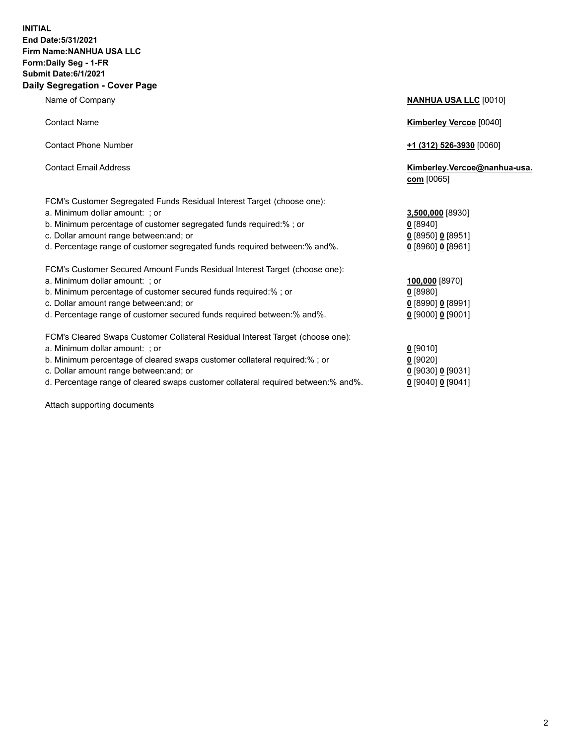**INITIAL**
**End Date:5/31/2021**
**Firm Name:NANHUA USA LLC**
**Form:Daily Seg - 1-FR**
**Submit Date:6/1/2021**

## Daily Segregation - Cover Page

| | |
|---|---|
| Name of Company | **NANHUA USA LLC** [0010] |
| Contact Name | **Kimberley Vercoe** [0040] |
| Contact Phone Number | **+1 (312) 526-3930** [0060] |
| Contact Email Address | **Kimberley.Vercoe@nanhua-usa.com** [0065] |
| FCM's Customer Segregated Funds Residual Interest Target (choose one): | |
| a. Minimum dollar amount: ; or | **3,500,000** [8930] |
| b. Minimum percentage of customer segregated funds required:% ; or | **0** [8940] |
| c. Dollar amount range between:and; or | **0** [8950] **0** [8951] |
| d. Percentage range of customer segregated funds required between:% and%. | **0** [8960] **0** [8961] |
| FCM's Customer Secured Amount Funds Residual Interest Target (choose one): | |
| a. Minimum dollar amount: ; or | **100,000** [8970] |
| b. Minimum percentage of customer secured funds required:% ; or | **0** [8980] |
| c. Dollar amount range between:and; or | **0** [8990] **0** [8991] |
| d. Percentage range of customer secured funds required between:% and%. | **0** [9000] **0** [9001] |
| FCM's Cleared Swaps Customer Collateral Residual Interest Target (choose one): | |
| a. Minimum dollar amount: ; or | **0** [9010] |
| b. Minimum percentage of cleared swaps customer collateral required:% ; or | **0** [9020] |
| c. Dollar amount range between:and; or | **0** [9030] **0** [9031] |
| d. Percentage range of cleared swaps customer collateral required between:% and%. | **0** [9040] **0** [9041] |

Attach supporting documents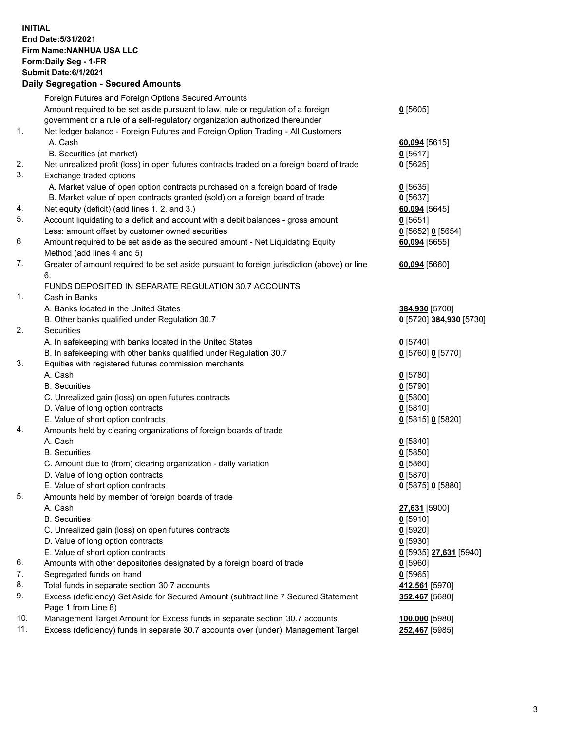**INITIAL**
**End Date:5/31/2021**
**Firm Name:NANHUA USA LLC**
**Form:Daily Seg - 1-FR**
**Submit Date:6/1/2021**

## Daily Segregation - Secured Amounts

| | | |
|---|---|---|
| | Foreign Futures and Foreign Options Secured Amounts | |
| | Amount required to be set aside pursuant to law, rule or regulation of a foreign government or a rule of a self-regulatory organization authorized thereunder | **0** [5605] |
| 1. | Net ledger balance - Foreign Futures and Foreign Option Trading - All Customers | |
| | A. Cash | **60,094** [5615] |
| | B. Securities (at market) | **0** [5617] |
| 2. | Net unrealized profit (loss) in open futures contracts traded on a foreign board of trade | **0** [5625] |
| 3. | Exchange traded options | |
| | A. Market value of open option contracts purchased on a foreign board of trade | **0** [5635] |
| | B. Market value of open contracts granted (sold) on a foreign board of trade | **0** [5637] |
| 4. | Net equity (deficit) (add lines 1. 2. and 3.) | **60,094** [5645] |
| 5. | Account liquidating to a deficit and account with a debit balances - gross amount | **0** [5651] |
| | Less: amount offset by customer owned securities | **0** [5652] **0** [5654] |
| 6 | Amount required to be set aside as the secured amount - Net Liquidating Equity Method (add lines 4 and 5) | **60,094** [5655] |
| 7. | Greater of amount required to be set aside pursuant to foreign jurisdiction (above) or line 6. | **60,094** [5660] |
| | FUNDS DEPOSITED IN SEPARATE REGULATION 30.7 ACCOUNTS | |
| 1. | Cash in Banks | |
| | A. Banks located in the United States | **384,930** [5700] |
| | B. Other banks qualified under Regulation 30.7 | **0** [5720] **384,930** [5730] |
| 2. | Securities | |
| | A. In safekeeping with banks located in the United States | **0** [5740] |
| | B. In safekeeping with other banks qualified under Regulation 30.7 | **0** [5760] **0** [5770] |
| 3. | Equities with registered futures commission merchants | |
| | A. Cash | **0** [5780] |
| | B. Securities | **0** [5790] |
| | C. Unrealized gain (loss) on open futures contracts | **0** [5800] |
| | D. Value of long option contracts | **0** [5810] |
| | E. Value of short option contracts | **0** [5815] **0** [5820] |
| 4. | Amounts held by clearing organizations of foreign boards of trade | |
| | A. Cash | **0** [5840] |
| | B. Securities | **0** [5850] |
| | C. Amount due to (from) clearing organization - daily variation | **0** [5860] |
| | D. Value of long option contracts | **0** [5870] |
| | E. Value of short option contracts | **0** [5875] **0** [5880] |
| 5. | Amounts held by member of foreign boards of trade | |
| | A. Cash | **27,631** [5900] |
| | B. Securities | **0** [5910] |
| | C. Unrealized gain (loss) on open futures contracts | **0** [5920] |
| | D. Value of long option contracts | **0** [5930] |
| | E. Value of short option contracts | **0** [5935] **27,631** [5940] |
| 6. | Amounts with other depositories designated by a foreign board of trade | **0** [5960] |
| 7. | Segregated funds on hand | **0** [5965] |
| 8. | Total funds in separate section 30.7 accounts | **412,561** [5970] |
| 9. | Excess (deficiency) Set Aside for Secured Amount (subtract line 7 Secured Statement Page 1 from Line 8) | **352,467** [5680] |
| 10. | Management Target Amount for Excess funds in separate section 30.7 accounts | **100,000** [5980] |
| 11. | Excess (deficiency) funds in separate 30.7 accounts over (under) Management Target | **252,467** [5985] |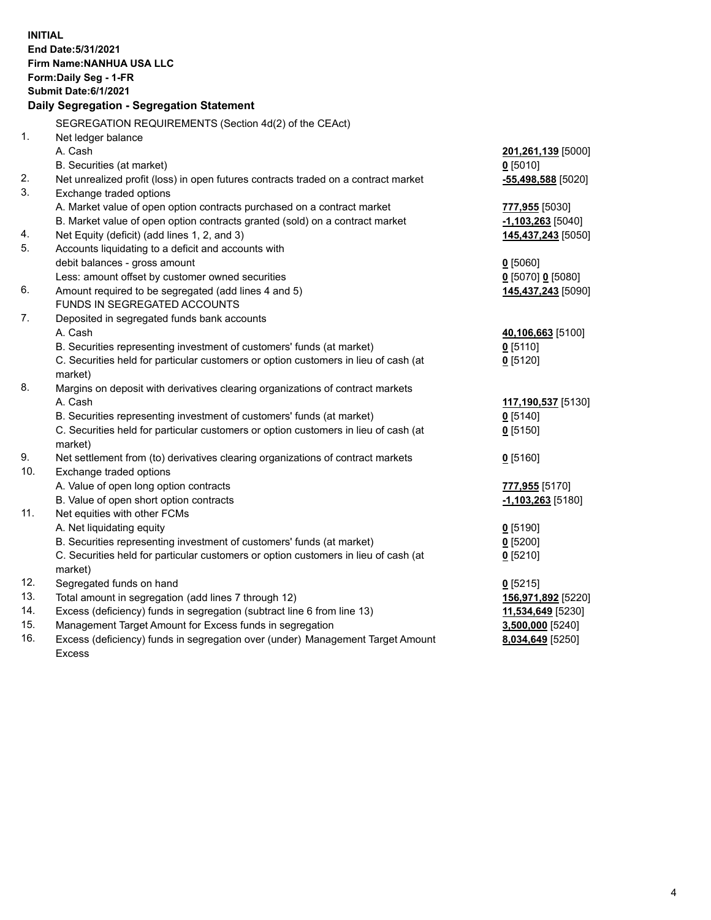**INITIAL**
**End Date:5/31/2021**
**Firm Name:NANHUA USA LLC**
**Form:Daily Seg - 1-FR**
**Submit Date:6/1/2021**

## Daily Segregation - Segregation Statement

| | | |
|---|---|---|
| | SEGREGATION REQUIREMENTS (Section 4d(2) of the CEAct) | |
| 1. | Net ledger balance | |
| | A. Cash | **201,261,139** [5000] |
| | B. Securities (at market) | **0** [5010] |
| 2. | Net unrealized profit (loss) in open futures contracts traded on a contract market | **-55,498,588** [5020] |
| 3. | Exchange traded options | |
| | A. Market value of open option contracts purchased on a contract market | **777,955** [5030] |
| | B. Market value of open option contracts granted (sold) on a contract market | **-1,103,263** [5040] |
| 4. | Net Equity (deficit) (add lines 1, 2, and 3) | **145,437,243** [5050] |
| 5. | Accounts liquidating to a deficit and accounts with debit balances - gross amount | **0** [5060] |
| | Less: amount offset by customer owned securities | **0** [5070] **0** [5080] |
| 6. | Amount required to be segregated (add lines 4 and 5) | **145,437,243** [5090] |
| | FUNDS IN SEGREGATED ACCOUNTS | |
| 7. | Deposited in segregated funds bank accounts | |
| | A. Cash | **40,106,663** [5100] |
| | B. Securities representing investment of customers' funds (at market) | **0** [5110] |
| | C. Securities held for particular customers or option customers in lieu of cash (at market) | **0** [5120] |
| 8. | Margins on deposit with derivatives clearing organizations of contract markets | |
| | A. Cash | **117,190,537** [5130] |
| | B. Securities representing investment of customers' funds (at market) | **0** [5140] |
| | C. Securities held for particular customers or option customers in lieu of cash (at market) | **0** [5150] |
| 9. | Net settlement from (to) derivatives clearing organizations of contract markets | **0** [5160] |
| 10. | Exchange traded options | |
| | A. Value of open long option contracts | **777,955** [5170] |
| | B. Value of open short option contracts | **-1,103,263** [5180] |
| 11. | Net equities with other FCMs | |
| | A. Net liquidating equity | **0** [5190] |
| | B. Securities representing investment of customers' funds (at market) | **0** [5200] |
| | C. Securities held for particular customers or option customers in lieu of cash (at market) | **0** [5210] |
| 12. | Segregated funds on hand | **0** [5215] |
| 13. | Total amount in segregation (add lines 7 through 12) | **156,971,892** [5220] |
| 14. | Excess (deficiency) funds in segregation (subtract line 6 from line 13) | **11,534,649** [5230] |
| 15. | Management Target Amount for Excess funds in segregation | **3,500,000** [5240] |
| 16. | Excess (deficiency) funds in segregation over (under) Management Target Amount Excess | **8,034,649** [5250] |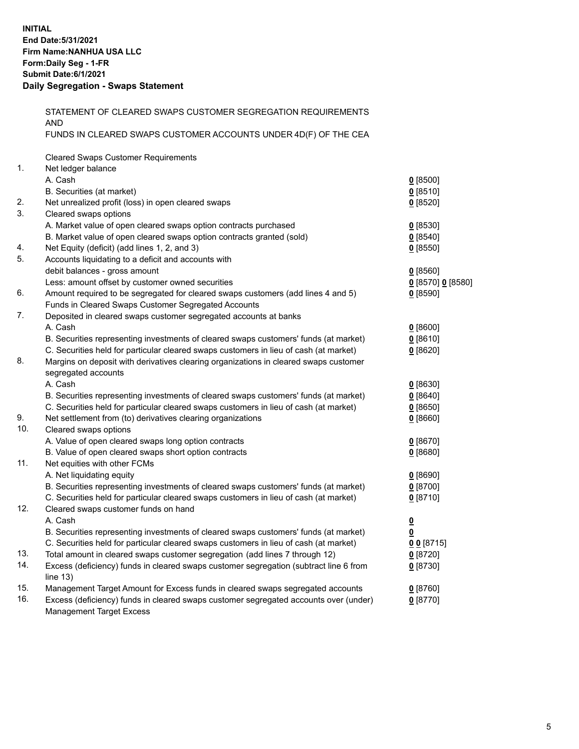**INITIAL**
**End Date:5/31/2021**
**Firm Name:NANHUA USA LLC**
**Form:Daily Seg - 1-FR**
**Submit Date:6/1/2021**
**Daily Segregation - Swaps Statement**

STATEMENT OF CLEARED SWAPS CUSTOMER SEGREGATION REQUIREMENTS AND FUNDS IN CLEARED SWAPS CUSTOMER ACCOUNTS UNDER 4D(F) OF THE CEA

| | | |
|---|---|---|
| | Cleared Swaps Customer Requirements | |
| 1. | Net ledger balance | |
| | A. Cash | 0 [8500] |
| | B. Securities (at market) | 0 [8510] |
| 2. | Net unrealized profit (loss) in open cleared swaps | 0 [8520] |
| 3. | Cleared swaps options | |
| | A. Market value of open cleared swaps option contracts purchased | 0 [8530] |
| | B. Market value of open cleared swaps option contracts granted (sold) | 0 [8540] |
| 4. | Net Equity (deficit) (add lines 1, 2, and 3) | 0 [8550] |
| 5. | Accounts liquidating to a deficit and accounts with debit balances - gross amount | 0 [8560] |
| | Less: amount offset by customer owned securities | 0 [8570] 0 [8580] |
| 6. | Amount required to be segregated for cleared swaps customers (add lines 4 and 5) | 0 [8590] |
| | Funds in Cleared Swaps Customer Segregated Accounts | |
| 7. | Deposited in cleared swaps customer segregated accounts at banks | |
| | A. Cash | 0 [8600] |
| | B. Securities representing investments of cleared swaps customers' funds (at market) | 0 [8610] |
| | C. Securities held for particular cleared swaps customers in lieu of cash (at market) | 0 [8620] |
| 8. | Margins on deposit with derivatives clearing organizations in cleared swaps customer segregated accounts | |
| | A. Cash | 0 [8630] |
| | B. Securities representing investments of cleared swaps customers' funds (at market) | 0 [8640] |
| | C. Securities held for particular cleared swaps customers in lieu of cash (at market) | 0 [8650] |
| 9. | Net settlement from (to) derivatives clearing organizations | 0 [8660] |
| 10. | Cleared swaps options | |
| | A. Value of open cleared swaps long option contracts | 0 [8670] |
| | B. Value of open cleared swaps short option contracts | 0 [8680] |
| 11. | Net equities with other FCMs | |
| | A. Net liquidating equity | 0 [8690] |
| | B. Securities representing investments of cleared swaps customers' funds (at market) | 0 [8700] |
| | C. Securities held for particular cleared swaps customers in lieu of cash (at market) | 0 [8710] |
| 12. | Cleared swaps customer funds on hand | |
| | A. Cash | 0 |
| | B. Securities representing investments of cleared swaps customers' funds (at market) | 0 |
| | C. Securities held for particular cleared swaps customers in lieu of cash (at market) | 0 0 [8715] |
| 13. | Total amount in cleared swaps customer segregation (add lines 7 through 12) | 0 [8720] |
| 14. | Excess (deficiency) funds in cleared swaps customer segregation (subtract line 6 from line 13) | 0 [8730] |
| 15. | Management Target Amount for Excess funds in cleared swaps segregated accounts | 0 [8760] |
| 16. | Excess (deficiency) funds in cleared swaps customer segregated accounts over (under) Management Target Excess | 0 [8770] |